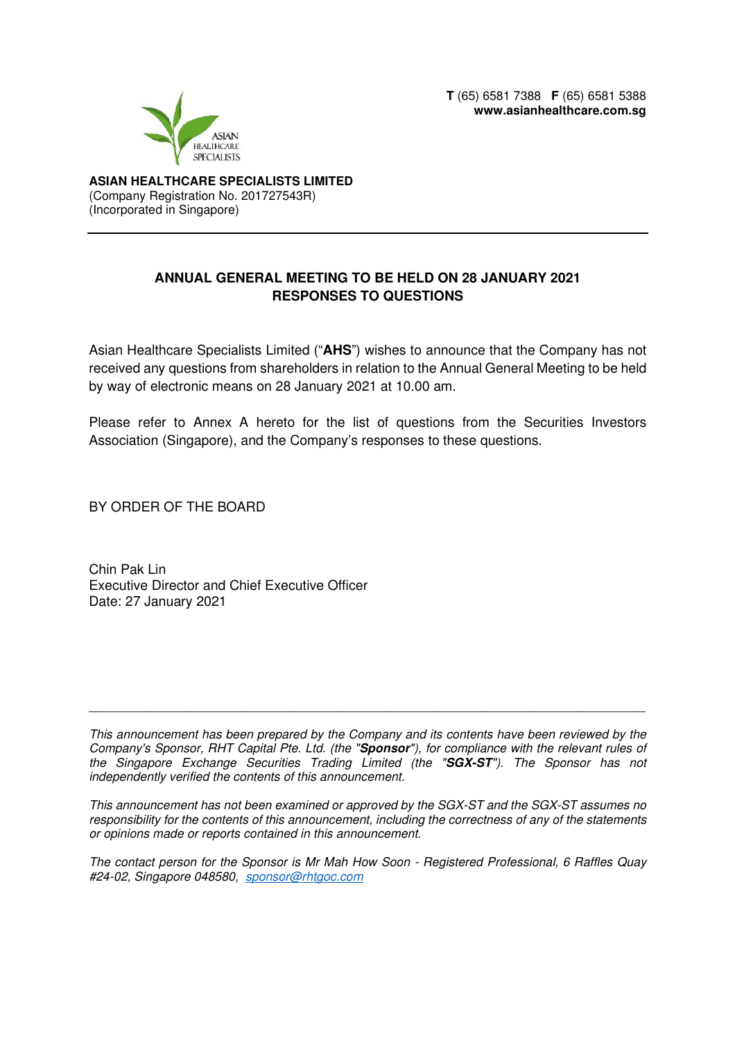T (65) 6581 7388 F (65) 6581 5388
**www.asianhealthcare.com.sg**

**ASIAN HEALTHCARE SPECIALISTS LIMITED**
(Company Registration No. 201727543R)
(Incorporated in Singapore)

---

## ANNUAL GENERAL MEETING TO BE HELD ON 28 JANUARY 2021 RESPONSES TO QUESTIONS

Asian Healthcare Specialists Limited ("**AHS**") wishes to announce that the Company has not received any questions from shareholders in relation to the Annual General Meeting to be held by way of electronic means on 28 January 2021 at 10.00 am.

Please refer to Annex A hereto for the list of questions from the Securities Investors Association (Singapore), and the Company's responses to these questions.

BY ORDER OF THE BOARD

Chin Pak Lin
Executive Director and Chief Executive Officer
Date: 27 January 2021

---

*This announcement has been prepared by the Company and its contents have been reviewed by the Company's Sponsor, RHT Capital Pte. Ltd. (the "**Sponsor**"), for compliance with the relevant rules of the Singapore Exchange Securities Trading Limited (the "**SGX-ST**"). The Sponsor has not independently verified the contents of this announcement.*

*This announcement has not been examined or approved by the SGX-ST and the SGX-ST assumes no responsibility for the contents of this announcement, including the correctness of any of the statements or opinions made or reports contained in this announcement.*

*The contact person for the Sponsor is Mr Mah How Soon - Registered Professional, 6 Raffles Quay #24-02, Singapore 048580, sponsor@rhtgoc.com*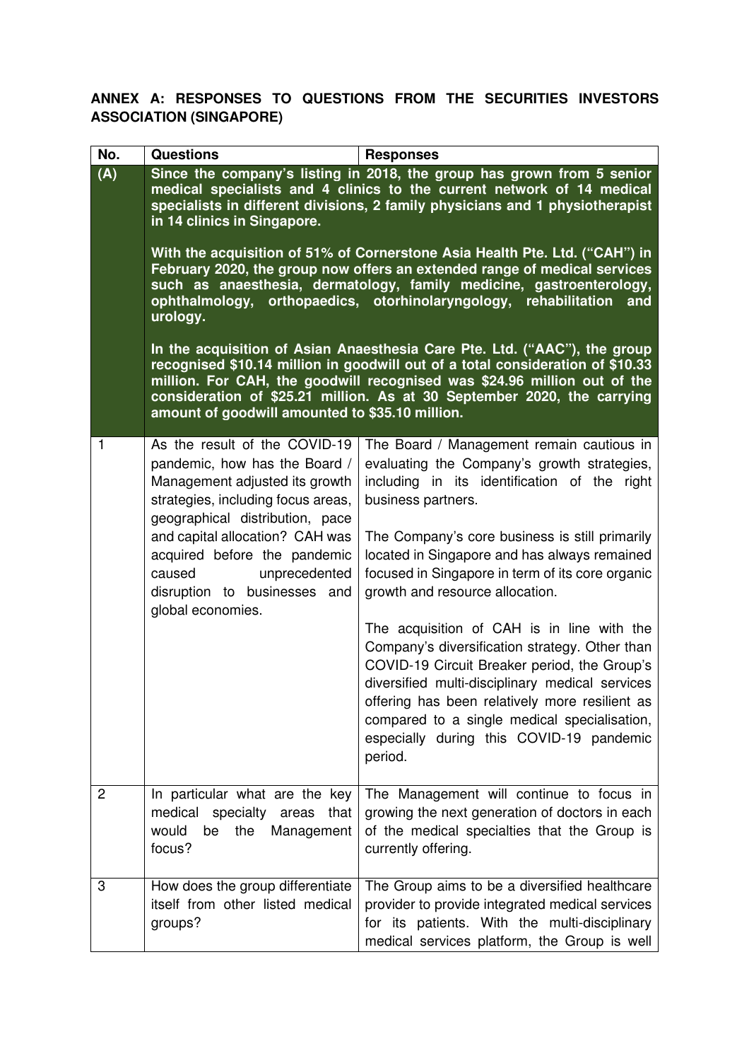**ANNEX A: RESPONSES TO QUESTIONS FROM THE SECURITIES INVESTORS ASSOCIATION (SINGAPORE)**

| No. | Questions | Responses |
|---|---|---|
| **(A)** | **Since the company's listing in 2018, the group has grown from 5 senior medical specialists and 4 clinics to the current network of 14 medical specialists in different divisions, 2 family physicians and 1 physiotherapist in 14 clinics in Singapore.**<br><br>**With the acquisition of 51% of Cornerstone Asia Health Pte. Ltd. ("CAH") in February 2020, the group now offers an extended range of medical services such as anaesthesia, dermatology, family medicine, gastroenterology, ophthalmology, orthopaedics, otorhinolaryngology, rehabilitation and urology.**<br><br>**In the acquisition of Asian Anaesthesia Care Pte. Ltd. ("AAC"), the group recognised \$10.14 million in goodwill out of a total consideration of \$10.33 million. For CAH, the goodwill recognised was \$24.96 million out of the consideration of \$25.21 million. As at 30 September 2020, the carrying amount of goodwill amounted to \$35.10 million.** | |
| 1 | As the result of the COVID-19 pandemic, how has the Board / Management adjusted its growth strategies, including focus areas, geographical distribution, pace and capital allocation? CAH was acquired before the pandemic caused unprecedented disruption to businesses and global economies. | The Board / Management remain cautious in evaluating the Company's growth strategies, including in its identification of the right business partners.<br><br>The Company's core business is still primarily located in Singapore and has always remained focused in Singapore in term of its core organic growth and resource allocation.<br><br>The acquisition of CAH is in line with the Company's diversification strategy. Other than COVID-19 Circuit Breaker period, the Group's diversified multi-disciplinary medical services offering has been relatively more resilient as compared to a single medical specialisation, especially during this COVID-19 pandemic period. |
| 2 | In particular what are the key medical specialty areas that would be the Management focus? | The Management will continue to focus in growing the next generation of doctors in each of the medical specialties that the Group is currently offering. |
| 3 | How does the group differentiate itself from other listed medical groups? | The Group aims to be a diversified healthcare provider to provide integrated medical services for its patients. With the multi-disciplinary medical services platform, the Group is well |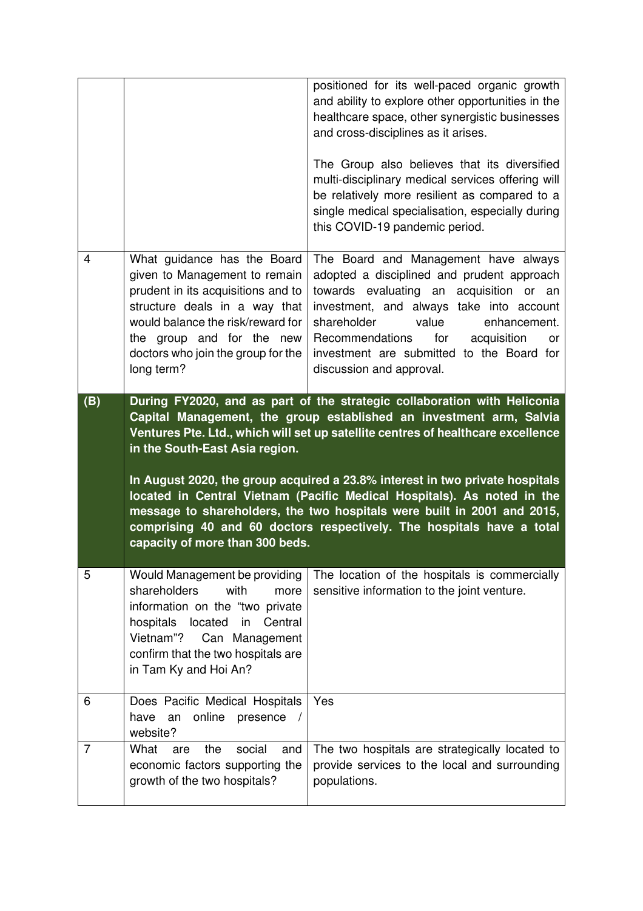| | | |
|---|---|---|
| | | positioned for its well-paced organic growth and ability to explore other opportunities in the healthcare space, other synergistic businesses and cross-disciplines as it arises.<br><br>The Group also believes that its diversified multi-disciplinary medical services offering will be relatively more resilient as compared to a single medical specialisation, especially during this COVID-19 pandemic period. |
| 4 | What guidance has the Board given to Management to remain prudent in its acquisitions and to structure deals in a way that would balance the risk/reward for the group and for the new doctors who join the group for the long term? | The Board and Management have always adopted a disciplined and prudent approach towards evaluating an acquisition or an investment, and always take into account shareholder value enhancement. Recommendations for acquisition or investment are submitted to the Board for discussion and approval. |
| **(B)** | **During FY2020, and as part of the strategic collaboration with Heliconia Capital Management, the group established an investment arm, Salvia Ventures Pte. Ltd., which will set up satellite centres of healthcare excellence in the South-East Asia region.<br><br>In August 2020, the group acquired a 23.8% interest in two private hospitals located in Central Vietnam (Pacific Medical Hospitals). As noted in the message to shareholders, the two hospitals were built in 2001 and 2015, comprising 40 and 60 doctors respectively. The hospitals have a total capacity of more than 300 beds.** | |
| 5 | Would Management be providing shareholders with more information on the "two private hospitals located in Central Vietnam"? Can Management confirm that the two hospitals are in Tam Ky and Hoi An? | The location of the hospitals is commercially sensitive information to the joint venture. |
| 6 | Does Pacific Medical Hospitals have an online presence / website? | Yes |
| 7 | What are the social and economic factors supporting the growth of the two hospitals? | The two hospitals are strategically located to provide services to the local and surrounding populations. |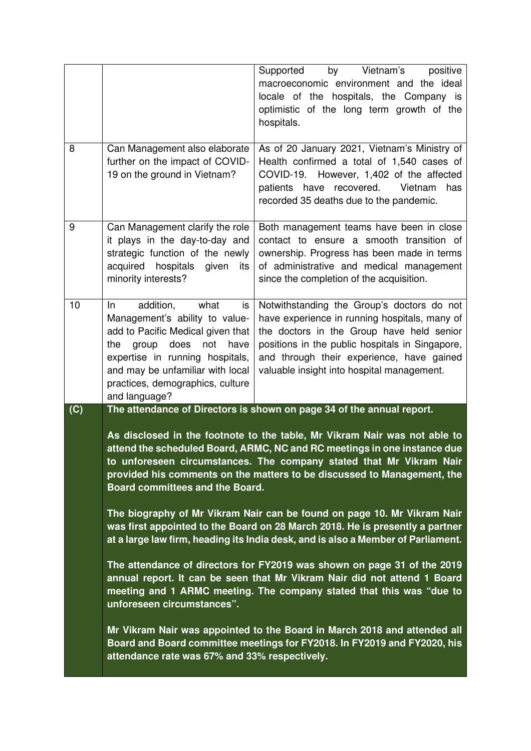| | | |
|---|---|---|
| | | Supported by Vietnam's positive macroeconomic environment and the ideal locale of the hospitals, the Company is optimistic of the long term growth of the hospitals. |
| 8 | Can Management also elaborate further on the impact of COVID-19 on the ground in Vietnam? | As of 20 January 2021, Vietnam's Ministry of Health confirmed a total of 1,540 cases of COVID-19. However, 1,402 of the affected patients have recovered. Vietnam has recorded 35 deaths due to the pandemic. |
| 9 | Can Management clarify the role it plays in the day-to-day and strategic function of the newly acquired hospitals given its minority interests? | Both management teams have been in close contact to ensure a smooth transition of ownership. Progress has been made in terms of administrative and medical management since the completion of the acquisition. |
| 10 | In addition, what is Management's ability to value-add to Pacific Medical given that the group does not have expertise in running hospitals, and may be unfamiliar with local practices, demographics, culture and language? | Notwithstanding the Group's doctors do not have experience in running hospitals, many of the doctors in the Group have held senior positions in the public hospitals in Singapore, and through their experience, have gained valuable insight into hospital management. |

**(C)** **The attendance of Directors is shown on page 34 of the annual report.**

**As disclosed in the footnote to the table, Mr Vikram Nair was not able to attend the scheduled Board, ARMC, NC and RC meetings in one instance due to unforeseen circumstances. The company stated that Mr Vikram Nair provided his comments on the matters to be discussed to Management, the Board committees and the Board.**

**The biography of Mr Vikram Nair can be found on page 10. Mr Vikram Nair was first appointed to the Board on 28 March 2018. He is presently a partner at a large law firm, heading its India desk, and is also a Member of Parliament.**

**The attendance of directors for FY2019 was shown on page 31 of the 2019 annual report. It can be seen that Mr Vikram Nair did not attend 1 Board meeting and 1 ARMC meeting. The company stated that this was "due to unforeseen circumstances".**

**Mr Vikram Nair was appointed to the Board in March 2018 and attended all Board and Board committee meetings for FY2018. In FY2019 and FY2020, his attendance rate was 67% and 33% respectively.**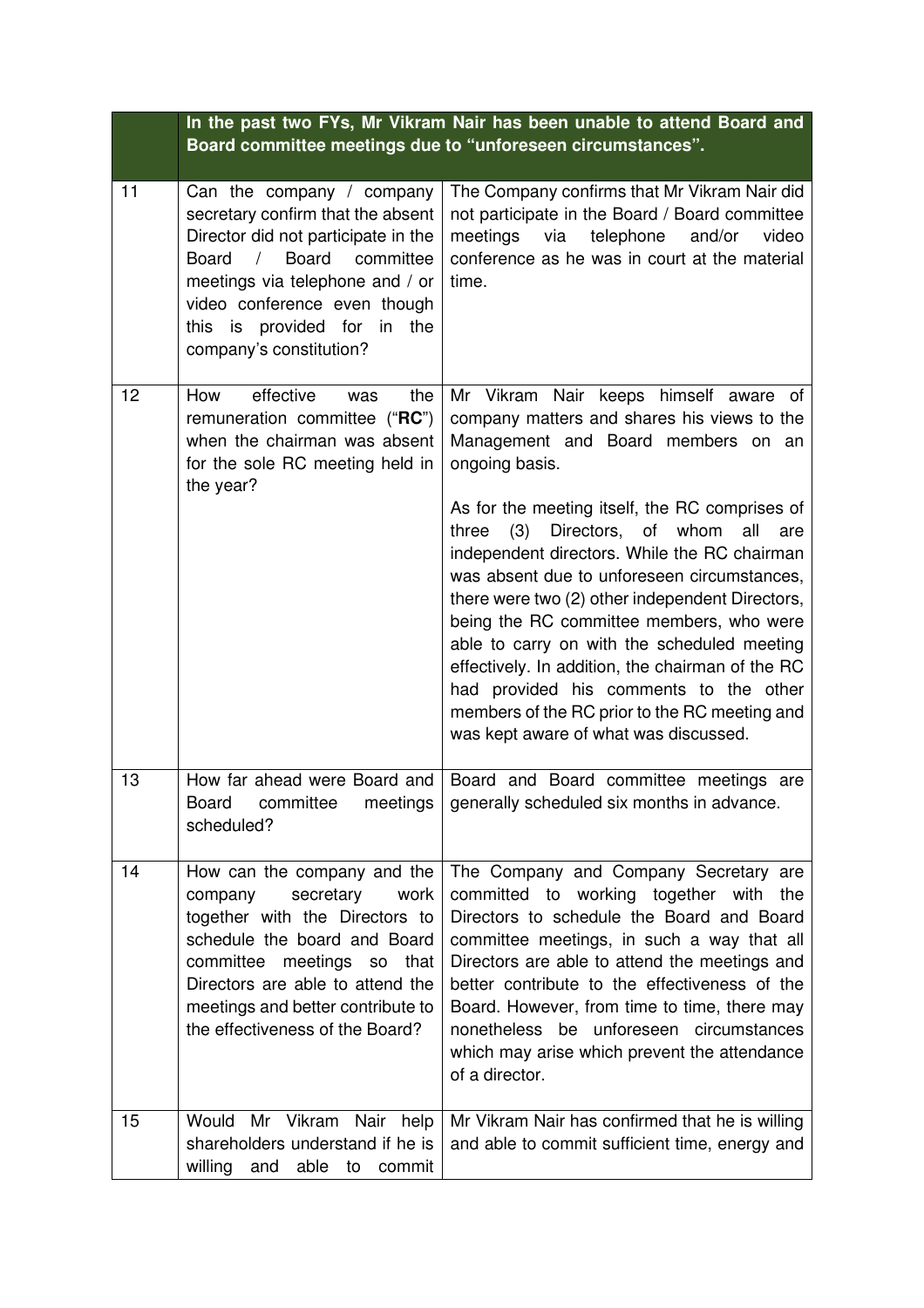| | In the past two FYs, Mr Vikram Nair has been unable to attend Board and Board committee meetings due to "unforeseen circumstances". | |
|---|---|---|
| 11 | Can the company / company secretary confirm that the absent Director did not participate in the Board / Board committee meetings via telephone and / or video conference even though this is provided for in the company's constitution? | The Company confirms that Mr Vikram Nair did not participate in the Board / Board committee meetings via telephone and/or video conference as he was in court at the material time. |
| 12 | How effective was the remuneration committee ("**RC**") when the chairman was absent for the sole RC meeting held in the year? | Mr Vikram Nair keeps himself aware of company matters and shares his views to the Management and Board members on an ongoing basis.<br><br>As for the meeting itself, the RC comprises of three (3) Directors, of whom all are independent directors. While the RC chairman was absent due to unforeseen circumstances, there were two (2) other independent Directors, being the RC committee members, who were able to carry on with the scheduled meeting effectively. In addition, the chairman of the RC had provided his comments to the other members of the RC prior to the RC meeting and was kept aware of what was discussed. |
| 13 | How far ahead were Board and Board committee meetings scheduled? | Board and Board committee meetings are generally scheduled six months in advance. |
| 14 | How can the company and the company secretary work together with the Directors to schedule the board and Board committee meetings so that Directors are able to attend the meetings and better contribute to the effectiveness of the Board? | The Company and Company Secretary are committed to working together with the Directors to schedule the Board and Board committee meetings, in such a way that all Directors are able to attend the meetings and better contribute to the effectiveness of the Board. However, from time to time, there may nonetheless be unforeseen circumstances which may arise which prevent the attendance of a director. |
| 15 | Would Mr Vikram Nair help shareholders understand if he is willing and able to commit | Mr Vikram Nair has confirmed that he is willing and able to commit sufficient time, energy and |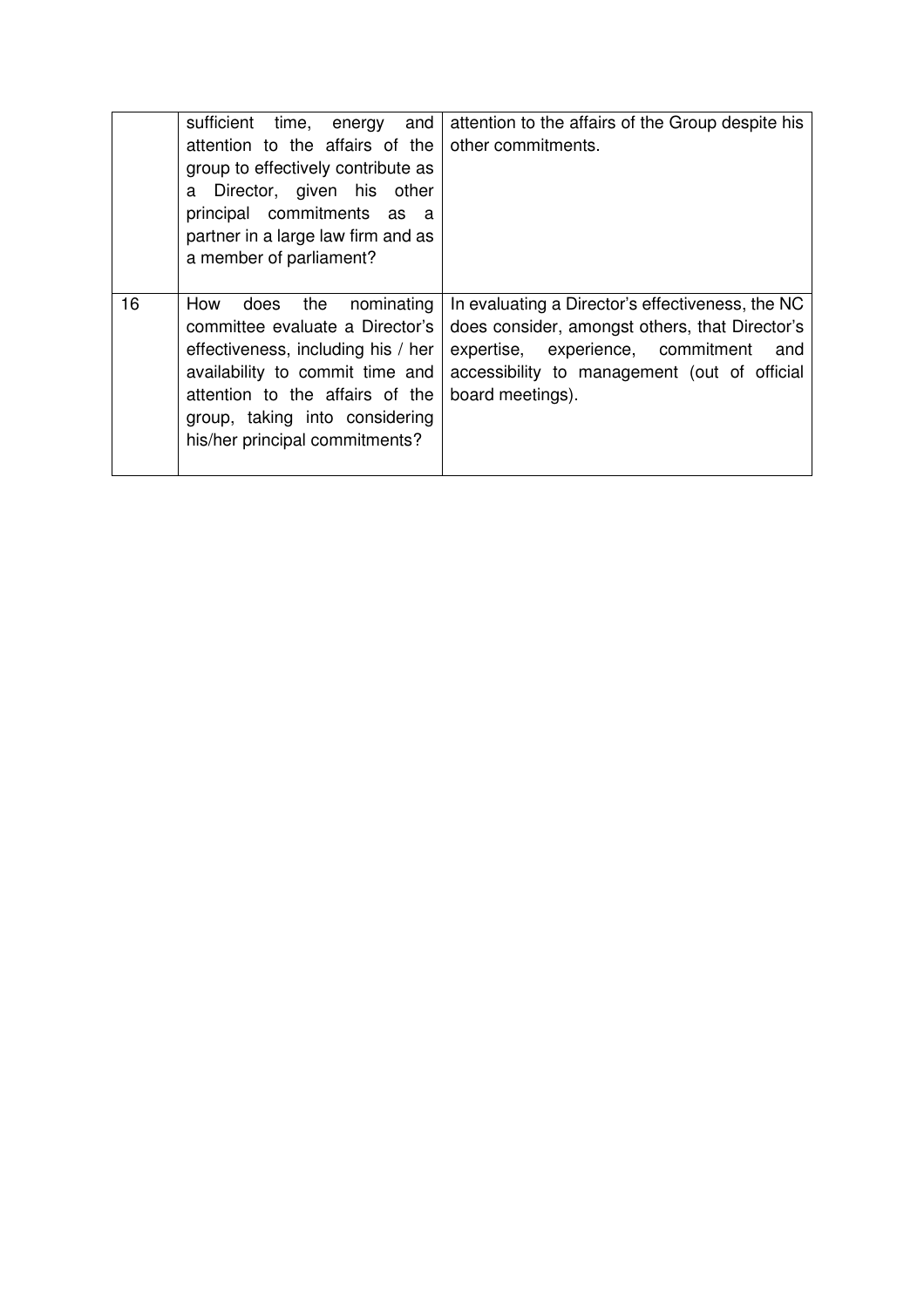| | | |
|---|---|---|
| | sufficient time, energy and attention to the affairs of the group to effectively contribute as a Director, given his other principal commitments as a partner in a large law firm and as a member of parliament? | attention to the affairs of the Group despite his other commitments. |
| 16 | How does the nominating committee evaluate a Director's effectiveness, including his / her availability to commit time and attention to the affairs of the group, taking into considering his/her principal commitments? | In evaluating a Director's effectiveness, the NC does consider, amongst others, that Director's expertise, experience, commitment and accessibility to management (out of official board meetings). |